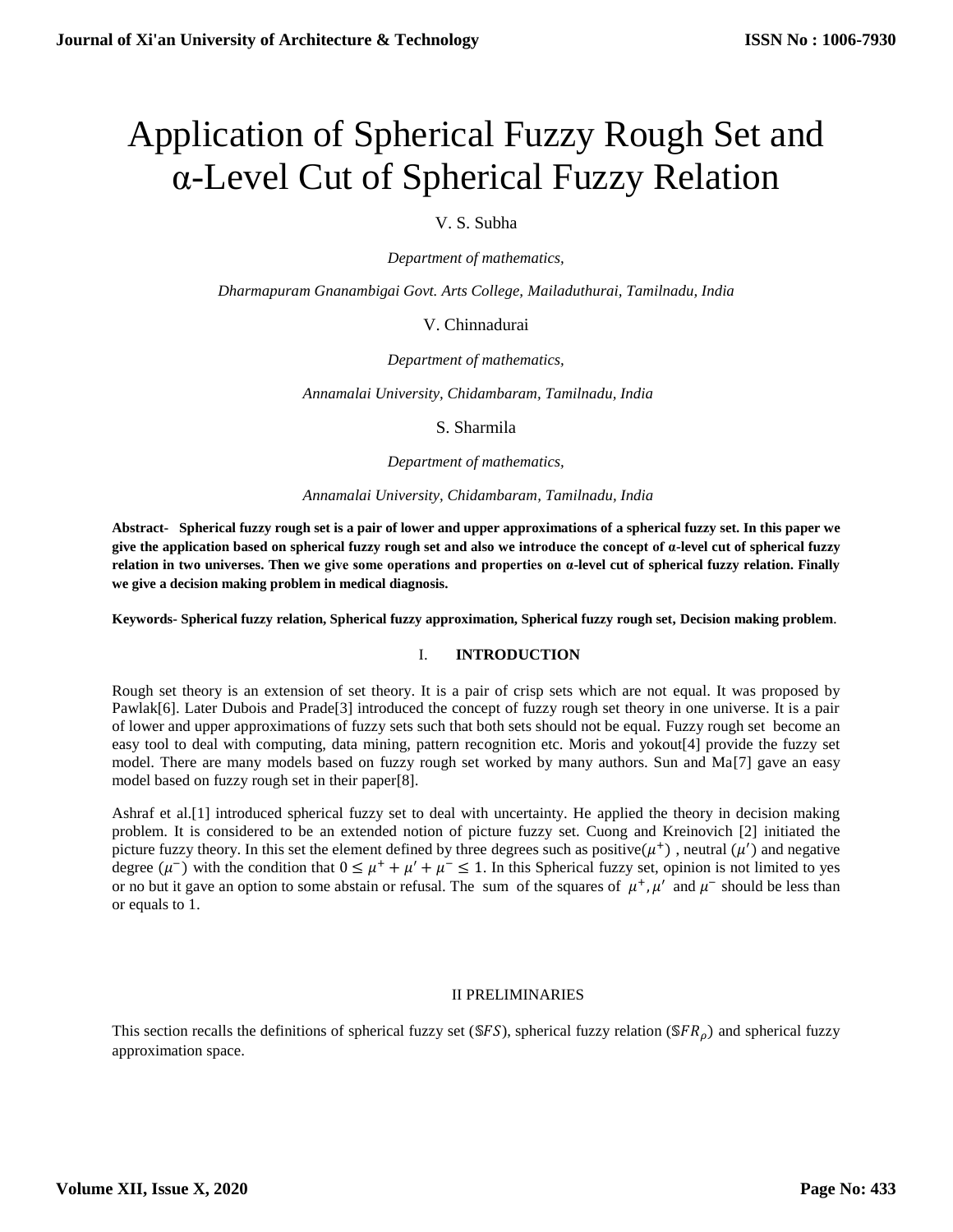# Application of Spherical Fuzzy Rough Set and α-Level Cut of Spherical Fuzzy Relation

V. S. Subha

*Department of mathematics,*

*Dharmapuram Gnanambigai Govt. Arts College, Mailaduthurai, Tamilnadu, India*

V. Chinnadurai

*Department of mathematics,*

*Annamalai University, Chidambaram, Tamilnadu, India*

S. Sharmila

*Department of mathematics,*

*Annamalai University, Chidambaram, Tamilnadu, India*

**Abstract- Spherical fuzzy rough set is a pair of lower and upper approximations of a spherical fuzzy set. In this paper we give the application based on spherical fuzzy rough set and also we introduce the concept of α-level cut of spherical fuzzy relation in two universes. Then we give some operations and properties on α-level cut of spherical fuzzy relation. Finally we give a decision making problem in medical diagnosis.**

**Keywords- Spherical fuzzy relation, Spherical fuzzy approximation, Spherical fuzzy rough set, Decision making problem**.

## I. INTRODUCTION

Rough set theory is an extension of set theory. It is a pair of crisp sets which are not equal. It was proposed by Pawlak[6]. Later Dubois and Prade[3] introduced the concept of fuzzy rough set theory in one universe. It is a pair of lower and upper approximations of fuzzy sets such that both sets should not be equal. Fuzzy rough set become an easy tool to deal with computing, data mining, pattern recognition etc. Moris and yokout[4] provide the fuzzy set model. There are many models based on fuzzy rough set worked by many authors. Sun and Ma[7] gave an easy model based on fuzzy rough set in their paper[8].

Ashraf et al.[1] introduced spherical fuzzy set to deal with uncertainty. He applied the theory in decision making problem. It is considered to be an extended notion of picture fuzzy set. Cuong and Kreinovich [2] initiated the picture fuzzy theory. In this set the element defined by three degrees such as positive($\mu^{+}$) , neutral ($\mu'$) and negative degree ($\mu^{-}$) with the condition that $0 \leq \mu^{+} + \mu' + \mu^{-} \leq 1$. In this Spherical fuzzy set, opinion is not limited to yes or no but it gave an option to some abstain or refusal. The sum of the squares of $\mu^{+}, \mu'$ and $\mu^{-}$ should be less than or equals to 1.

## II PRELIMINARIES

This section recalls the definitions of spherical fuzzy set ($\mathbb{S}FS$), spherical fuzzy relation ($\mathbb{S}FR_{\rho}$) and spherical fuzzy approximation space.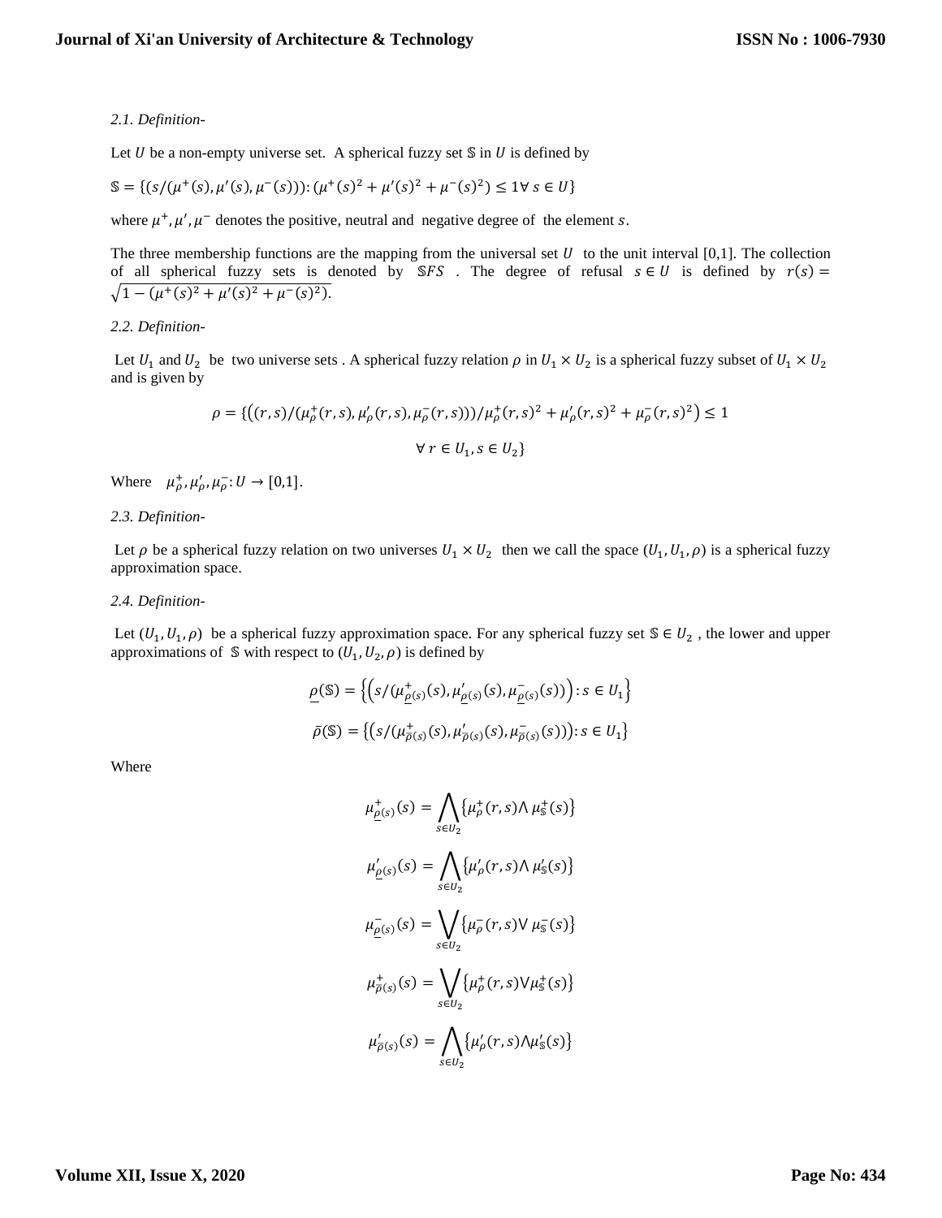*2.1. Definition-*

Let $U$ be a non-empty universe set. A spherical fuzzy set $\mathbb{S}$ in $U$ is defined by

$\mathbb{S} = \{(s/(\mu^+(s), \mu'(s), \mu^-(s))): (\mu^+(s)^2 + \mu'(s)^2 + \mu^-(s)^2) \leq 1 \forall\, s \in U\}$

where $\mu^+, \mu', \mu^-$ denotes the positive, neutral and negative degree of the element $s$.

The three membership functions are the mapping from the universal set $U$ to the unit interval [0,1]. The collection of all spherical fuzzy sets is denoted by $\mathbb{S}FS$ . The degree of refusal $s \in U$ is defined by $r(s) = \sqrt{1 - (\mu^+(s)^2 + \mu'(s)^2 + \mu^-(s)^2)}$.

*2.2. Definition-*

Let $U_1$ and $U_2$ be two universe sets . A spherical fuzzy relation $\rho$ in $U_1 \times U_2$ is a spherical fuzzy subset of $U_1 \times U_2$ and is given by

$$\rho = \{\big((r,s)/(\mu_\rho^+(r,s), \mu_\rho'(r,s), \mu_\rho^-(r,s))\big)/\mu_\rho^+(r,s)^2 + \mu_\rho'(r,s)^2 + \mu_\rho^-(r,s)^2\big) \leq 1$$

$$\forall\, r \in U_1, s \in U_2\}$$

Where $\mu_\rho^+, \mu_\rho', \mu_\rho^-: U \to [0,1]$.

*2.3. Definition-*

Let $\rho$ be a spherical fuzzy relation on two universes $U_1 \times U_2$ then we call the space $(U_1, U_1, \rho)$ is a spherical fuzzy approximation space.

*2.4. Definition-*

Let $(U_1, U_1, \rho)$ be a spherical fuzzy approximation space. For any spherical fuzzy set $\mathbb{S} \in U_2$ , the lower and upper approximations of $\mathbb{S}$ with respect to $(U_1, U_2, \rho)$ is defined by

$$\underline{\rho}(\mathbb{S}) = \left\{\left(s/(\mu^+_{\underline{\rho}(s)}(s), \mu'_{\underline{\rho}(s)}(s), \mu^-_{\underline{\rho}(s)}(s))\right): s \in U_1\right\}$$

$$\bar{\rho}(\mathbb{S}) = \left\{\left(s/(\mu^+_{\bar{\rho}(s)}(s), \mu'_{\bar{\rho}(s)}(s), \mu^-_{\bar{\rho}(s)}(s))\right): s \in U_1\right\}$$

Where

$$\mu^+_{\underline{\rho}(s)}(s) = \bigwedge_{s \in U_2} \{\mu_\rho^+(r,s) \wedge \mu_{\mathbb{S}}^+(s)\}$$

$$\mu'_{\underline{\rho}(s)}(s) = \bigwedge_{s \in U_2} \{\mu_\rho'(r,s) \wedge \mu_{\mathbb{S}}'(s)\}$$

$$\mu^-_{\underline{\rho}(s)}(s) = \bigvee_{s \in U_2} \{\mu_\rho^-(r,s) \vee \mu_{\mathbb{S}}^-(s)\}$$

$$\mu^+_{\bar{\rho}(s)}(s) = \bigvee_{s \in U_2} \{\mu_\rho^+(r,s) \vee \mu_{\mathbb{S}}^+(s)\}$$

$$\mu'_{\bar{\rho}(s)}(s) = \bigwedge_{s \in U_2} \{\mu_\rho'(r,s) \wedge \mu_{\mathbb{S}}'(s)\}$$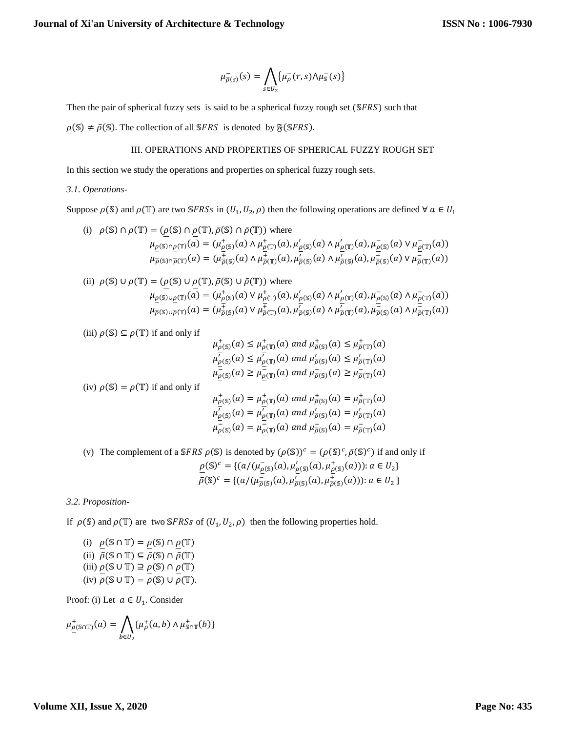$$\mu^{-}_{\bar{\rho}(s)}(s) = \bigwedge_{s \in U_2} \{\mu^{-}_{\rho}(r,s) \wedge \mu^{-}_{\mathbb{S}}(s)\}$$

Then the pair of spherical fuzzy sets is said to be a spherical fuzzy rough set ($\mathbb{S}FRS$) such that

$\underline{\rho}(\mathbb{S}) \neq \bar{\rho}(\mathbb{S})$. The collection of all $\mathbb{S}FRS$ is denoted by $\mathfrak{F}(\mathbb{S}FRS)$.

## III. OPERATIONS AND PROPERTIES OF SPHERICAL FUZZY ROUGH SET

In this section we study the operations and properties on spherical fuzzy rough sets.

*3.1. Operations-*

Suppose $\rho(\mathbb{S})$ and $\rho(\mathbb{T})$ are two $\mathbb{S}FRSs$ in $(U_1, U_2, \rho)$ then the following operations are defined $\forall\ a \in U_1$

(i) $\rho(\mathbb{S}) \cap \rho(\mathbb{T}) = (\underline{\rho}(\mathbb{S}) \cap \underline{\rho}(\mathbb{T}), \bar{\rho}(\mathbb{S}) \cap \bar{\rho}(\mathbb{T}))$ where

$$\mu_{\underline{\rho}(\mathbb{S}) \cap \underline{\rho}(\mathbb{T})}(a) = (\mu^{+}_{\underline{\rho}(\mathbb{S})}(a) \wedge \mu^{+}_{\underline{\rho}(\mathbb{T})}(a), \mu'_{\underline{\rho}(\mathbb{S})}(a) \wedge \mu'_{\underline{\rho}(\mathbb{T})}(a), \mu^{-}_{\underline{\rho}(\mathbb{S})}(a) \vee \mu^{-}_{\underline{\rho}(\mathbb{T})}(a))$$
$$\mu_{\bar{\rho}(\mathbb{S}) \cap \bar{\rho}(\mathbb{T})}(a) = (\mu^{+}_{\bar{\rho}(\mathbb{S})}(a) \wedge \mu^{+}_{\bar{\rho}(\mathbb{T})}(a), \mu'_{\bar{\rho}(\mathbb{S})}(a) \wedge \mu'_{\bar{\rho}(\mathbb{S})}(a), \mu^{-}_{\bar{\rho}(\mathbb{S})}(a) \vee \mu^{-}_{\bar{\rho}(\mathbb{T})}(a))$$

(ii) $\rho(\mathbb{S}) \cup \rho(\mathbb{T}) = (\underline{\rho}(\mathbb{S}) \cup \underline{\rho}(\mathbb{T}), \bar{\rho}(\mathbb{S}) \cup \bar{\rho}(\mathbb{T}))$ where

$$\mu_{\underline{\rho}(\mathbb{S}) \cup \underline{\rho}(\mathbb{T})}(a) = (\mu^{+}_{\underline{\rho}(\mathbb{S})}(a) \vee \mu^{+}_{\underline{\rho}(\mathbb{T})}(a), \mu'_{\underline{\rho}(\mathbb{S})}(a) \wedge \mu'_{\underline{\rho}(\mathbb{T})}(a), \mu^{-}_{\underline{\rho}(\mathbb{S})}(a) \wedge \mu^{-}_{\underline{\rho}(\mathbb{T})}(a))$$
$$\mu_{\bar{\rho}(\mathbb{S}) \cup \bar{\rho}(\mathbb{T})}(a) = (\mu^{+}_{\bar{\rho}(\mathbb{S})}(a) \vee \mu^{+}_{\bar{\rho}(\mathbb{T})}(a), \mu'_{\bar{\rho}(\mathbb{S})}(a) \wedge \mu'_{\bar{\rho}(\mathbb{T})}(a), \mu^{-}_{\bar{\rho}(\mathbb{S})}(a) \wedge \mu^{-}_{\bar{\rho}(\mathbb{T})}(a))$$

(iii) $\rho(\mathbb{S}) \subseteq \rho(\mathbb{T})$ if and only if

$$\mu^{+}_{\underline{\rho}(\mathbb{S})}(a) \leq \mu^{+}_{\underline{\rho}(\mathbb{T})}(a) \text{ and } \mu^{+}_{\bar{\rho}(\mathbb{S})}(a) \leq \mu^{+}_{\bar{\rho}(\mathbb{T})}(a)$$
$$\mu'_{\underline{\rho}(\mathbb{S})}(a) \leq \mu'_{\underline{\rho}(\mathbb{T})}(a) \text{ and } \mu'_{\bar{\rho}(\mathbb{S})}(a) \leq \mu'_{\bar{\rho}(\mathbb{T})}(a)$$
$$\mu^{-}_{\underline{\rho}(\mathbb{S})}(a) \geq \mu^{-}_{\underline{\rho}(\mathbb{T})}(a) \text{ and } \mu^{-}_{\bar{\rho}(\mathbb{S})}(a) \geq \mu^{-}_{\bar{\rho}(\mathbb{T})}(a)$$

(iv) $\rho(\mathbb{S}) = \rho(\mathbb{T})$ if and only if

$$\mu^{+}_{\underline{\rho}(\mathbb{S})}(a) = \mu^{+}_{\underline{\rho}(\mathbb{T})}(a) \text{ and } \mu^{+}_{\bar{\rho}(\mathbb{S})}(a) = \mu^{+}_{\bar{\rho}(\mathbb{T})}(a)$$
$$\mu'_{\underline{\rho}(\mathbb{S})}(a) = \mu'_{\underline{\rho}(\mathbb{T})}(a) \text{ and } \mu'_{\bar{\rho}(\mathbb{S})}(a) = \mu'_{\bar{\rho}(\mathbb{T})}(a)$$
$$\mu^{-}_{\underline{\rho}(\mathbb{S})}(a) = \mu^{-}_{\underline{\rho}(\mathbb{T})}(a) \text{ and } \mu^{-}_{\bar{\rho}(\mathbb{S})}(a) = \mu^{-}_{\bar{\rho}(\mathbb{T})}(a)$$

(v) The complement of a $\mathbb{S}FRS$ $\rho(\mathbb{S})$ is denoted by $(\rho(\mathbb{S}))^c = (\underline{\rho}(\mathbb{S})^c, \bar{\rho}(\mathbb{S})^c)$ if and only if

$$\underline{\rho}(\mathbb{S})^c = \{(a/(\mu^{-}_{\underline{\rho}(\mathbb{S})}(a), \mu'_{\underline{\rho}(\mathbb{S})}(a), \mu^{+}_{\underline{\rho}(\mathbb{S})}(a))) : a \in U_2\}$$
$$\bar{\rho}(\mathbb{S})^c = \{(a/(\mu^{-}_{\bar{\rho}(\mathbb{S})}(a), \mu'_{\bar{\rho}(\mathbb{S})}(a), \mu^{+}_{\bar{\rho}(\mathbb{S})}(a))) : a \in U_2\}$$

*3.2. Proposition-*

If $\rho(\mathbb{S})$ and $\rho(\mathbb{T})$ are two $\mathbb{S}FRSs$ of $(U_1, U_2, \rho)$ then the following properties hold.

(i) $\underline{\rho}(\mathbb{S} \cap \mathbb{T}) = \underline{\rho}(\mathbb{S}) \cap \underline{\rho}(\mathbb{T})$
(ii) $\bar{\rho}(\mathbb{S} \cap \mathbb{T}) \subseteq \bar{\rho}(\mathbb{S}) \cap \bar{\rho}(\mathbb{T})$
(iii) $\underline{\rho}(\mathbb{S} \cup \mathbb{T}) \supseteq \underline{\rho}(\mathbb{S}) \cap \underline{\rho}(\mathbb{T})$
(iv) $\bar{\rho}(\mathbb{S} \cup \mathbb{T}) = \bar{\rho}(\mathbb{S}) \cup \bar{\rho}(\mathbb{T})$.

Proof: (i) Let $a \in U_1$. Consider

$$\mu^{+}_{\underline{\rho}(\mathbb{S} \cap \mathbb{T})}(a) = \bigwedge_{b \in U_2} \{\mu^{+}_{\rho}(a,b) \wedge \mu^{+}_{\mathbb{S} \cap \mathbb{T}}(b)\}$$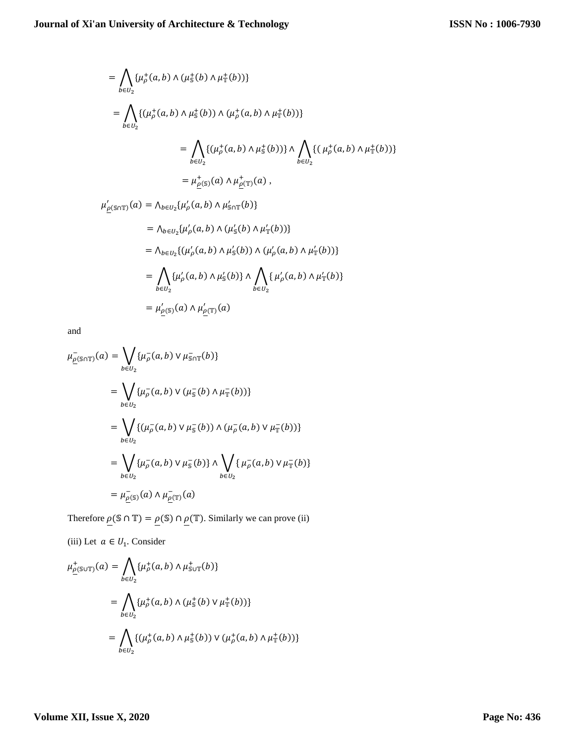$$= \bigwedge_{b \in U_2} \{\mu_\rho^+(a,b) \wedge (\mu_{\mathbb{S}}^+(b) \wedge \mu_{\mathbb{T}}^+(b))\}$$

$$= \bigwedge_{b \in U_2} \{(\mu_\rho^+(a,b) \wedge \mu_{\mathbb{S}}^+(b)) \wedge (\mu_\rho^+(a,b) \wedge \mu_{\mathbb{T}}^+(b))\}$$

$$= \bigwedge_{b \in U_2} \{(\mu_\rho^+(a,b) \wedge \mu_{\mathbb{S}}^+(b))\} \wedge \bigwedge_{b \in U_2} \{(\mu_\rho^+(a,b) \wedge \mu_{\mathbb{T}}^+(b))\}$$

$$= \mu_{\underline{\rho}(\mathbb{S})}^+(a) \wedge \mu_{\underline{\rho}(\mathbb{T})}^+(a) ,$$

$$\mu'_{\underline{\rho}(\mathbb{S} \cap \mathbb{T})}(a) = \wedge_{b \in U_2} \{\mu'_\rho(a,b) \wedge \mu'_{\mathbb{S} \cap \mathbb{T}}(b)\}$$

$$= \wedge_{b \in U_2} \{\mu'_\rho(a,b) \wedge (\mu'_{\mathbb{S}}(b) \wedge \mu'_{\mathbb{T}}(b))\}$$

$$= \wedge_{b \in U_2} \{(\mu'_\rho(a,b) \wedge \mu'_{\mathbb{S}}(b)) \wedge (\mu'_\rho(a,b) \wedge \mu'_{\mathbb{T}}(b))\}$$

$$= \bigwedge_{b \in U_2} \{\mu'_\rho(a,b) \wedge \mu'_{\mathbb{S}}(b)\} \wedge \bigwedge_{b \in U_2} \{\mu'_\rho(a,b) \wedge \mu'_{\mathbb{T}}(b)\}$$

$$= \mu'_{\underline{\rho}(\mathbb{S})}(a) \wedge \mu'_{\underline{\rho}(\mathbb{T})}(a)$$

and

$$\mu_{\underline{\rho}(\mathbb{S} \cap \mathbb{T})}^-(a) = \bigvee_{b \in U_2} \{\mu_\rho^-(a,b) \vee \mu_{\mathbb{S} \cap \mathbb{T}}^-(b)\}$$

$$= \bigvee_{b \in U_2} \{\mu_\rho^-(a,b) \vee (\mu_{\mathbb{S}}^-(b) \wedge \mu_{\mathbb{T}}^-(b))\}$$

$$= \bigvee_{b \in U_2} \{(\mu_\rho^-(a,b) \vee \mu_{\mathbb{S}}^-(b)) \wedge (\mu_\rho^-(a,b) \vee \mu_{\mathbb{T}}^-(b))\}$$

$$= \bigvee_{b \in U_2} \{\mu_\rho^-(a,b) \vee \mu_{\mathbb{S}}^-(b)\} \wedge \bigvee_{b \in U_2} \{\mu_\rho^-(a,b) \vee \mu_{\mathbb{T}}^-(b)\}$$

$$= \mu_{\underline{\rho}(\mathbb{S})}^-(a) \wedge \mu_{\underline{\rho}(\mathbb{T})}^-(a)$$

Therefore $\underline{\rho}(\mathbb{S} \cap \mathbb{T}) = \underline{\rho}(\mathbb{S}) \cap \underline{\rho}(\mathbb{T})$. Similarly we can prove (ii)

(iii) Let $a \in U_1$. Consider

$$\mu_{\underline{\rho}(\mathbb{S} \cup \mathbb{T})}^+(a) = \bigwedge_{b \in U_2} \{\mu_\rho^+(a,b) \wedge \mu_{\mathbb{S} \cup \mathbb{T}}^+(b)\}$$

$$= \bigwedge_{b \in U_2} \{\mu_\rho^+(a,b) \wedge (\mu_{\mathbb{S}}^+(b) \vee \mu_{\mathbb{T}}^+(b))\}$$

$$= \bigwedge_{b \in U_2} \{(\mu_\rho^+(a,b) \wedge \mu_{\mathbb{S}}^+(b)) \vee (\mu_\rho^+(a,b) \wedge \mu_{\mathbb{T}}^+(b))\}$$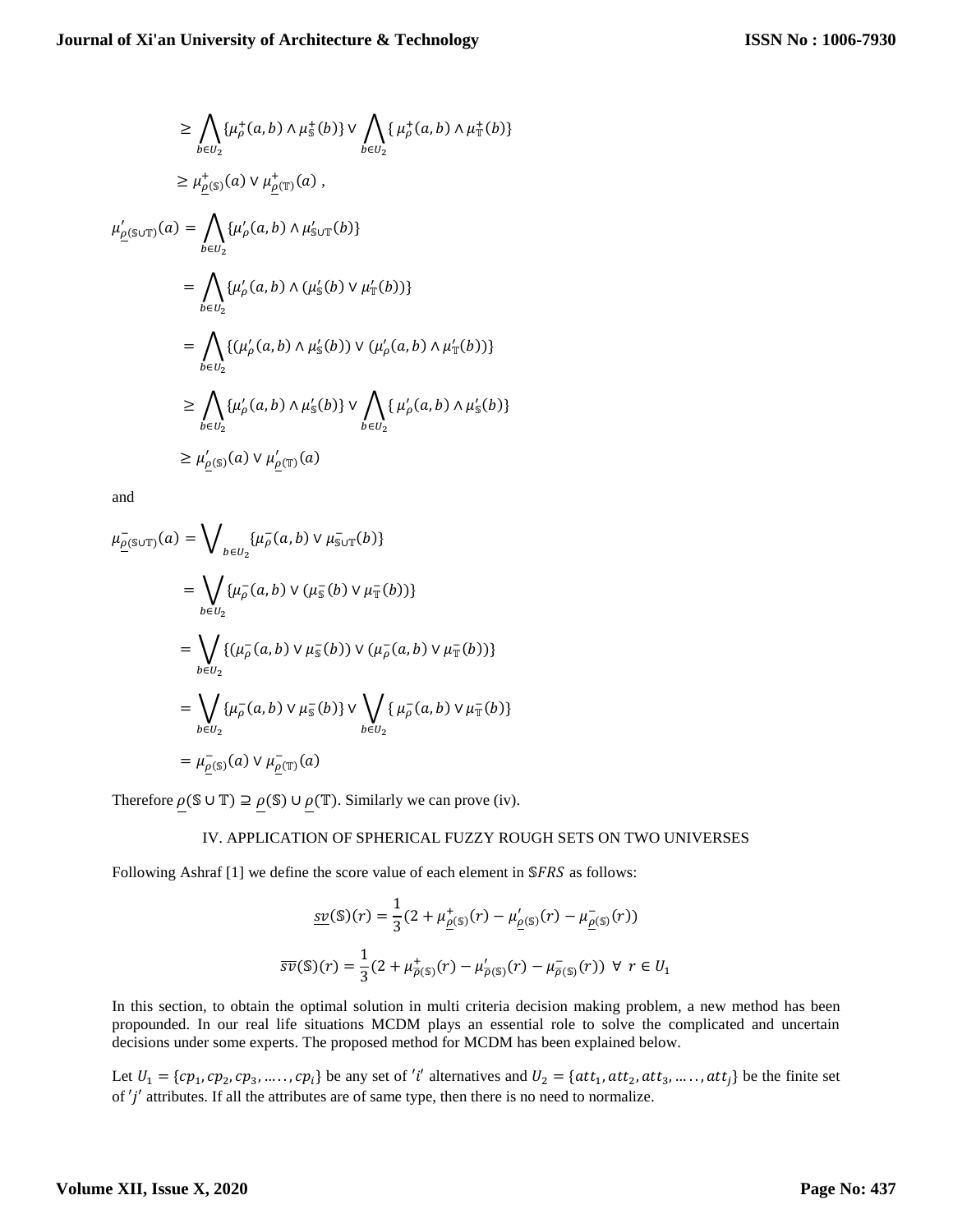$$\geq \bigwedge_{b \in U_2} \{\mu_\rho^+(a,b) \wedge \mu_{\mathbb{S}}^+(b)\} \vee \bigwedge_{b \in U_2} \{\mu_\rho^+(a,b) \wedge \mu_{\mathbb{T}}^+(b)\}$$

$$\geq \mu^+_{\underline{\rho}(\mathbb{S})}(a) \vee \mu^+_{\underline{\rho}(\mathbb{T})}(a),$$

$$\mu'_{\underline{\rho}(\mathbb{S}\cup\mathbb{T})}(a) = \bigwedge_{b \in U_2} \{\mu'_\rho(a,b) \wedge \mu'_{\mathbb{S}\cup\mathbb{T}}(b)\}$$

$$= \bigwedge_{b \in U_2} \{\mu'_\rho(a,b) \wedge (\mu'_{\mathbb{S}}(b) \vee \mu'_{\mathbb{T}}(b))\}$$

$$= \bigwedge_{b \in U_2} \{(\mu'_\rho(a,b) \wedge \mu'_{\mathbb{S}}(b)) \vee (\mu'_\rho(a,b) \wedge \mu'_{\mathbb{T}}(b))\}$$

$$\geq \bigwedge_{b \in U_2} \{\mu'_\rho(a,b) \wedge \mu'_{\mathbb{S}}(b)\} \vee \bigwedge_{b \in U_2} \{\mu'_\rho(a,b) \wedge \mu'_{\mathbb{S}}(b)\}$$

$$\geq \mu'_{\underline{\rho}(\mathbb{S})}(a) \vee \mu'_{\underline{\rho}(\mathbb{T})}(a)$$

and

$$\mu^-_{\underline{\rho}(\mathbb{S}\cup\mathbb{T})}(a) = \bigvee_{b \in U_2} \{\mu_\rho^-(a,b) \vee \mu^-_{\mathbb{S}\cup\mathbb{T}}(b)\}$$

$$= \bigvee_{b \in U_2} \{\mu_\rho^-(a,b) \vee (\mu^-_{\mathbb{S}}(b) \vee \mu^-_{\mathbb{T}}(b))\}$$

$$= \bigvee_{b \in U_2} \{(\mu_\rho^-(a,b) \vee \mu^-_{\mathbb{S}}(b)) \vee (\mu_\rho^-(a,b) \vee \mu^-_{\mathbb{T}}(b))\}$$

$$= \bigvee_{b \in U_2} \{\mu_\rho^-(a,b) \vee \mu^-_{\mathbb{S}}(b)\} \vee \bigvee_{b \in U_2} \{\mu_\rho^-(a,b) \vee \mu^-_{\mathbb{T}}(b)\}$$

$$= \mu^-_{\underline{\rho}(\mathbb{S})}(a) \vee \mu^-_{\underline{\rho}(\mathbb{T})}(a)$$

Therefore $\underline{\rho}(\mathbb{S} \cup \mathbb{T}) \supseteq \underline{\rho}(\mathbb{S}) \cup \underline{\rho}(\mathbb{T})$. Similarly we can prove (iv).

## IV. APPLICATION OF SPHERICAL FUZZY ROUGH SETS ON TWO UNIVERSES

Following Ashraf [1] we define the score value of each element in $\mathbb{S}FRS$ as follows:

$$\underline{sv}(\mathbb{S})(r) = \frac{1}{3}(2 + \mu^+_{\underline{\rho}(\mathbb{S})}(r) - \mu'_{\underline{\rho}(\mathbb{S})}(r) - \mu^-_{\underline{\rho}(\mathbb{S})}(r))$$

$$\overline{sv}(\mathbb{S})(r) = \frac{1}{3}(2 + \mu^+_{\overline{\rho}(\mathbb{S})}(r) - \mu'_{\overline{\rho}(\mathbb{S})}(r) - \mu^-_{\overline{\rho}(\mathbb{S})}(r)) \;\; \forall \; r \in U_1$$

In this section, to obtain the optimal solution in multi criteria decision making problem, a new method has been propounded. In our real life situations MCDM plays an essential role to solve the complicated and uncertain decisions under some experts. The proposed method for MCDM has been explained below.

Let $U_1 = \{cp_1, cp_2, cp_3, \ldots\ldots, cp_i\}$ be any set of $'i'$ alternatives and $U_2 = \{att_1, att_2, att_3, \ldots\ldots, att_j\}$ be the finite set of $'j'$ attributes. If all the attributes are of same type, then there is no need to normalize.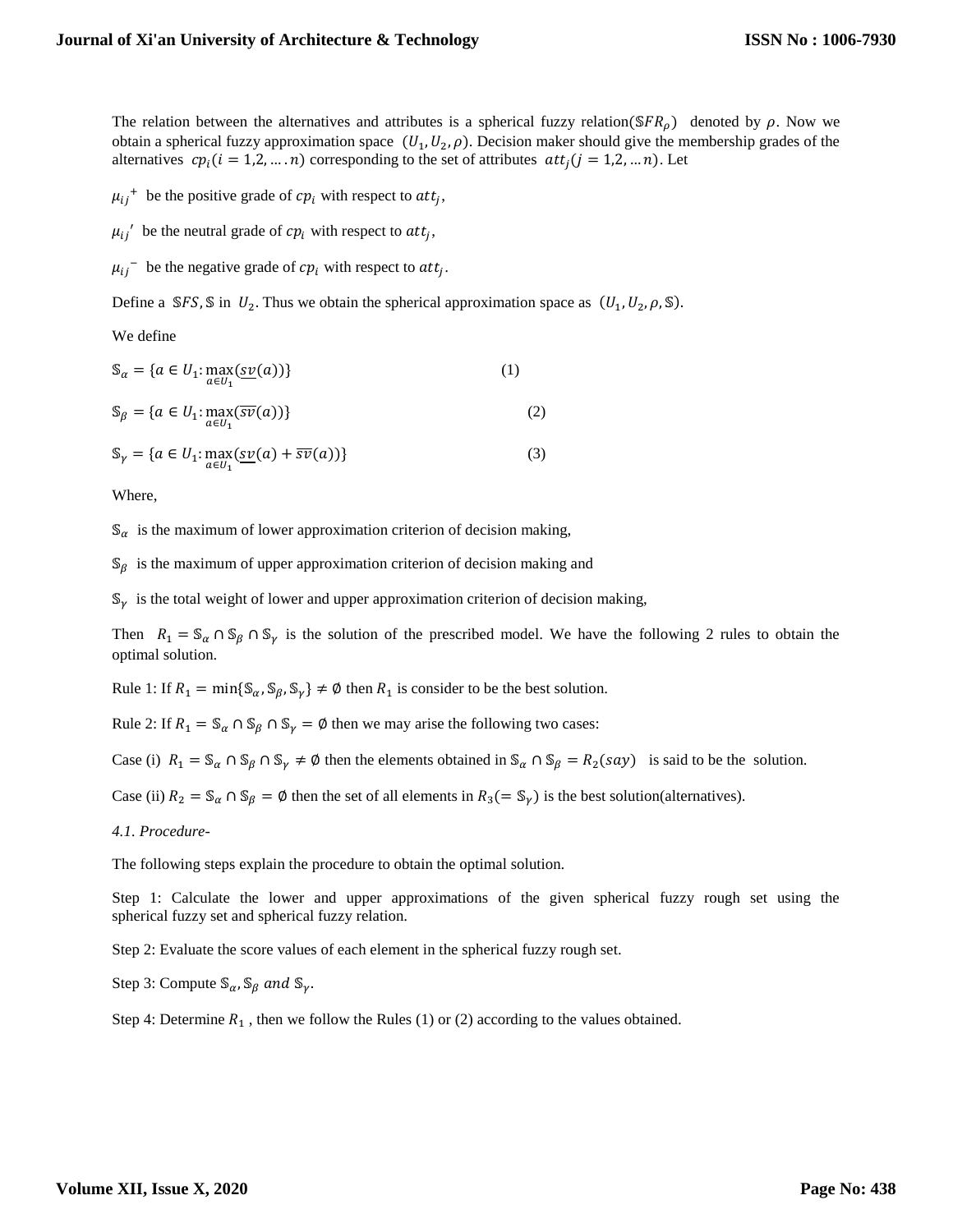The relation between the alternatives and attributes is a spherical fuzzy relation($\mathbb{S}FR_{\rho}$) denoted by $\rho$. Now we obtain a spherical fuzzy approximation space $(U_1, U_2, \rho)$. Decision maker should give the membership grades of the alternatives $cp_i(i = 1,2, \dots . n)$ corresponding to the set of attributes $att_j(j = 1,2, \dots n)$. Let

${\mu_{ij}}^{+}$ be the positive grade of $cp_i$ with respect to $att_j$,

${\mu_{ij}}'$ be the neutral grade of $cp_i$ with respect to $att_j$,

${\mu_{ij}}^{-}$ be the negative grade of $cp_i$ with respect to $att_j$.

Define a $\mathbb{S}FS, \mathbb{S}$ in $U_2$. Thus we obtain the spherical approximation space as $(U_1, U_2, \rho, \mathbb{S})$.

We define

$$\mathbb{S}_{\alpha} = \{a \in U_1 : \max_{a \in U_1}(\underline{sv}(a))\} \qquad (1)$$

$$\mathbb{S}_{\beta} = \{a \in U_1 : \max_{a \in U_1}(\overline{sv}(a))\} \qquad (2)$$

$$\mathbb{S}_{\gamma} = \{a \in U_1 : \max_{a \in U_1}(\underline{sv}(a) + \overline{sv}(a))\} \qquad (3)$$

Where,

$\mathbb{S}_{\alpha}$ is the maximum of lower approximation criterion of decision making,

$\mathbb{S}_{\beta}$ is the maximum of upper approximation criterion of decision making and

$\mathbb{S}_{\gamma}$ is the total weight of lower and upper approximation criterion of decision making,

Then $R_1 = \mathbb{S}_{\alpha} \cap \mathbb{S}_{\beta} \cap \mathbb{S}_{\gamma}$ is the solution of the prescribed model. We have the following 2 rules to obtain the optimal solution.

Rule 1: If $R_1 = \min\{\mathbb{S}_{\alpha}, \mathbb{S}_{\beta}, \mathbb{S}_{\gamma}\} \neq \emptyset$ then $R_1$ is consider to be the best solution.

Rule 2: If $R_1 = \mathbb{S}_{\alpha} \cap \mathbb{S}_{\beta} \cap \mathbb{S}_{\gamma} = \emptyset$ then we may arise the following two cases:

Case (i) $R_1 = \mathbb{S}_{\alpha} \cap \mathbb{S}_{\beta} \cap \mathbb{S}_{\gamma} \neq \emptyset$ then the elements obtained in $\mathbb{S}_{\alpha} \cap \mathbb{S}_{\beta} = R_2(say)$ is said to be the solution.

Case (ii) $R_2 = \mathbb{S}_{\alpha} \cap \mathbb{S}_{\beta} = \emptyset$ then the set of all elements in $R_3(= \mathbb{S}_{\gamma})$ is the best solution(alternatives).

*4.1. Procedure-*

The following steps explain the procedure to obtain the optimal solution.

Step 1: Calculate the lower and upper approximations of the given spherical fuzzy rough set using the spherical fuzzy set and spherical fuzzy relation.

Step 2: Evaluate the score values of each element in the spherical fuzzy rough set.

Step 3: Compute $\mathbb{S}_{\alpha}, \mathbb{S}_{\beta}$ *and* $\mathbb{S}_{\gamma}$.

Step 4: Determine $R_1$ , then we follow the Rules (1) or (2) according to the values obtained.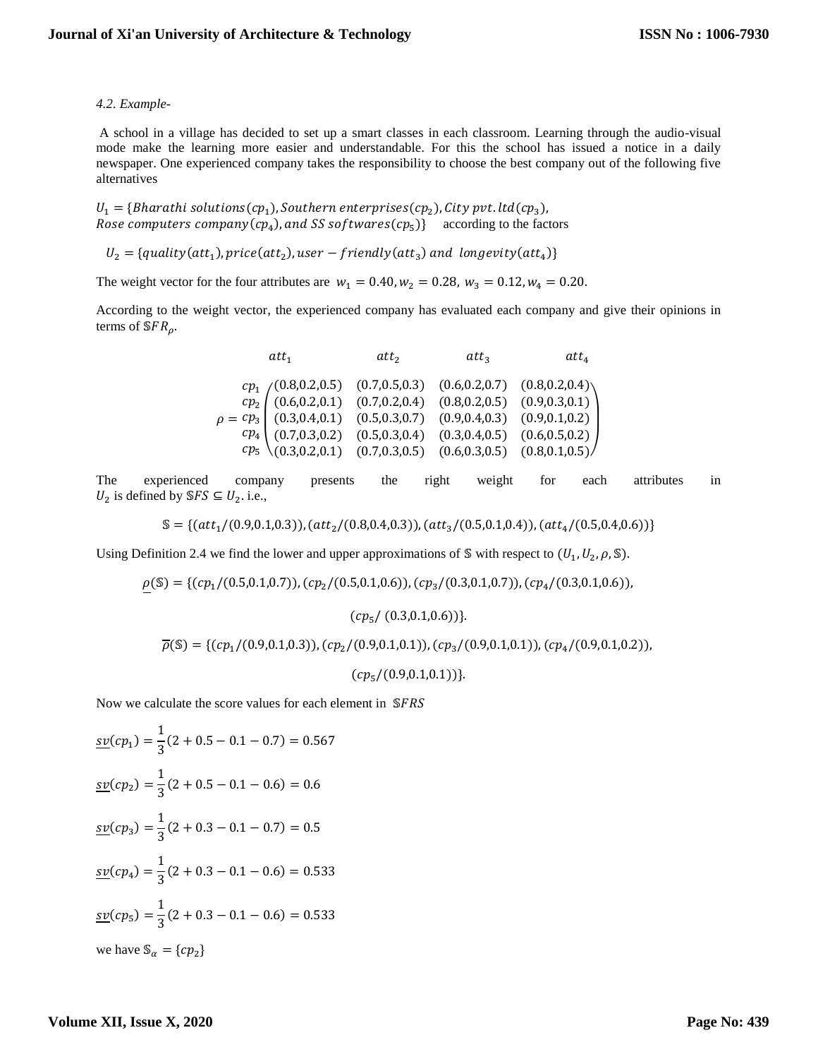*4.2. Example-*

A school in a village has decided to set up a smart classes in each classroom. Learning through the audio-visual mode make the learning more easier and understandable. For this the school has issued a notice in a daily newspaper. One experienced company takes the responsibility to choose the best company out of the following five alternatives

$U_1 = \{Bharathi\ solutions(cp_1), Southern\ enterprises(cp_2), City\ pvt.ltd(cp_3),$
$Rose\ computers\ company(cp_4), and\ SS\ softwares(cp_5)\}$ according to the factors

$U_2 = \{quality(att_1), price(att_2), user-friendly(att_3)\ and\ \ longevity(att_4)\}$

The weight vector for the four attributes are $w_1 = 0.40, w_2 = 0.28,\ w_3 = 0.12, w_4 = 0.20$.

According to the weight vector, the experienced company has evaluated each company and give their opinions in terms of $\mathbb{S}FR_\rho$.

$$
\rho = \begin{array}{c} \\ cp_1 \\ cp_2 \\ cp_3 \\ cp_4 \\ cp_5 \end{array}
\begin{array}{c} \begin{array}{cccc} \quad att_1 \quad & \quad att_2 \quad & \quad att_3 \quad & \quad att_4 \quad \end{array} \\
\begin{pmatrix}
(0.8,0.2,0.5) & (0.7,0.5,0.3) & (0.6,0.2,0.7) & (0.8,0.2,0.4) \\
(0.6,0.2,0.1) & (0.7,0.2,0.4) & (0.8,0.2,0.5) & (0.9,0.3,0.1) \\
(0.3,0.4,0.1) & (0.5,0.3,0.7) & (0.9,0.4,0.3) & (0.9,0.1,0.2) \\
(0.7,0.3,0.2) & (0.5,0.3,0.4) & (0.3,0.4,0.5) & (0.6,0.5,0.2) \\
(0.3,0.2,0.1) & (0.7,0.3,0.5) & (0.6,0.3,0.5) & (0.8,0.1,0.5)
\end{pmatrix} \end{array}
$$

The experienced company presents the right weight for each attributes in $U_2$ is defined by $\mathbb{S}FS \subseteq U_2$. i.e.,

$$\mathbb{S} = \{(att_1/(0.9,0.1,0.3)), (att_2/(0.8,0.4,0.3)), (att_3/(0.5,0.1,0.4)), (att_4/(0.5,0.4,0.6))\}$$

Using Definition 2.4 we find the lower and upper approximations of $\mathbb{S}$ with respect to $(U_1, U_2, \rho, \mathbb{S})$.

$$\underline{\rho}(\mathbb{S}) = \{(cp_1/(0.5,0.1,0.7)), (cp_2/(0.5,0.1,0.6)), (cp_3/(0.3,0.1,0.7)), (cp_4/(0.3,0.1,0.6)),$$

$$(cp_5/\ (0.3,0.1,0.6))\}.$$

$$\overline{\rho}(\mathbb{S}) = \{(cp_1/(0.9,0.1,0.3)), (cp_2/(0.9,0.1,0.1)), (cp_3/(0.9,0.1,0.1)), (cp_4/(0.9,0.1,0.2)),$$

$$(cp_5/(0.9,0.1,0.1))\}.$$

Now we calculate the score values for each element in $\mathbb{S}FRS$

$$\underline{sv}(cp_1) = \frac{1}{3}(2 + 0.5 - 0.1 - 0.7) = 0.567$$

$$\underline{sv}(cp_2) = \frac{1}{3}(2 + 0.5 - 0.1 - 0.6) = 0.6$$

$$\underline{sv}(cp_3) = \frac{1}{3}(2 + 0.3 - 0.1 - 0.7) = 0.5$$

$$\underline{sv}(cp_4) = \frac{1}{3}(2 + 0.3 - 0.1 - 0.6) = 0.533$$

$$\underline{sv}(cp_5) = \frac{1}{3}(2 + 0.3 - 0.1 - 0.6) = 0.533$$

we have $\mathbb{S}_\alpha = \{cp_2\}$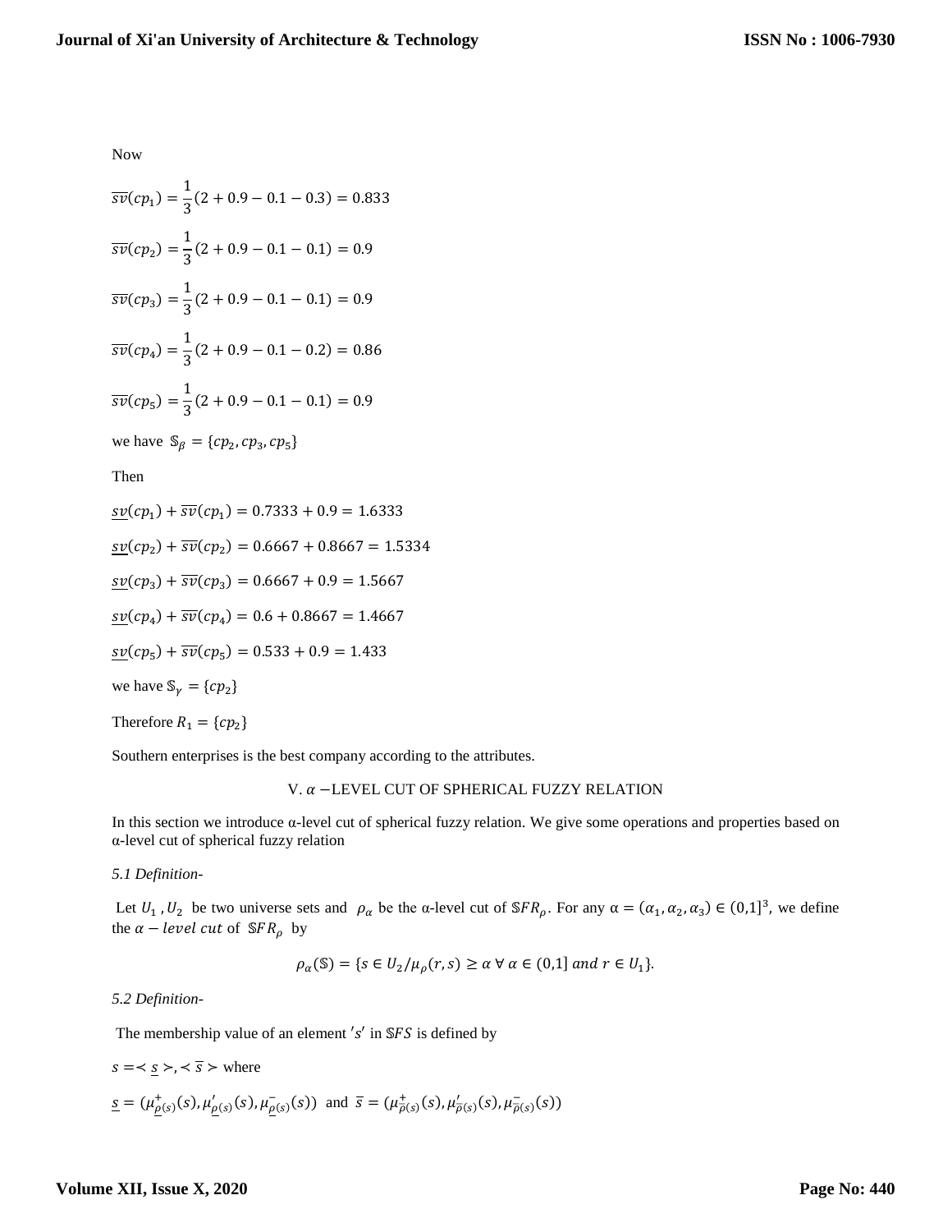Now

$$\overline{sv}(cp_1) = \frac{1}{3}(2 + 0.9 - 0.1 - 0.3) = 0.833$$

$$\overline{sv}(cp_2) = \frac{1}{3}(2 + 0.9 - 0.1 - 0.1) = 0.9$$

$$\overline{sv}(cp_3) = \frac{1}{3}(2 + 0.9 - 0.1 - 0.1) = 0.9$$

$$\overline{sv}(cp_4) = \frac{1}{3}(2 + 0.9 - 0.1 - 0.2) = 0.86$$

$$\overline{sv}(cp_5) = \frac{1}{3}(2 + 0.9 - 0.1 - 0.1) = 0.9$$

we have $\mathbb{S}_\beta = \{cp_2, cp_3, cp_5\}$

Then

$$\underline{sv}(cp_1) + \overline{sv}(cp_1) = 0.7333 + 0.9 = 1.6333$$

$$\underline{sv}(cp_2) + \overline{sv}(cp_2) = 0.6667 + 0.8667 = 1.5334$$

$$\underline{sv}(cp_3) + \overline{sv}(cp_3) = 0.6667 + 0.9 = 1.5667$$

$$\underline{sv}(cp_4) + \overline{sv}(cp_4) = 0.6 + 0.8667 = 1.4667$$

$$\underline{sv}(cp_5) + \overline{sv}(cp_5) = 0.533 + 0.9 = 1.433$$

we have $\mathbb{S}_\gamma = \{cp_2\}$

Therefore $R_1 = \{cp_2\}$

Southern enterprises is the best company according to the attributes.

## V. $\alpha$ −LEVEL CUT OF SPHERICAL FUZZY RELATION

In this section we introduce α-level cut of spherical fuzzy relation. We give some operations and properties based on α-level cut of spherical fuzzy relation

*5.1 Definition-*

Let $U_1$ , $U_2$ be two universe sets and $\rho_\alpha$ be the α-level cut of $\mathbb{S}FR_\rho$. For any $\alpha = (\alpha_1, \alpha_2, \alpha_3) \in (0,1]^3$, we define the $\alpha - level\ cut$ of $\mathbb{S}FR_\rho$ by

$$\rho_\alpha(\mathbb{S}) = \{s \in U_2 / \mu_\rho(r, s) \geq \alpha\ \forall\ \alpha \in (0,1]\ and\ r \in U_1\}.$$

*5.2 Definition-*

The membership value of an element $'s'$ in $\mathbb{S}FS$ is defined by

$s = \prec \underline{s} \succ, \prec \overline{s} \succ$ where

$\underline{s} = (\mu^+_{\underline{\rho}(s)}(s), \mu'_{\underline{\rho}(s)}(s), \mu^-_{\underline{\rho}(s)}(s))$ and $\overline{s} = (\mu^+_{\overline{\rho}(s)}(s), \mu'_{\overline{\rho}(s)}(s), \mu^-_{\overline{\rho}(s)}(s))$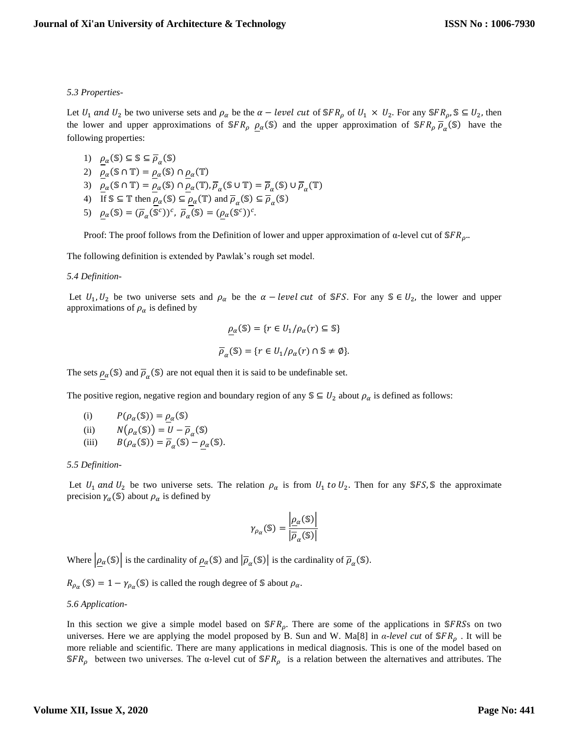*5.3 Properties-*

Let $U_1$ *and* $U_2$ be two universe sets and $\rho_\alpha$ be the $\alpha - level\ cut$ of $\mathbb{S}FR_\rho$ of $U_1 \times U_2$. For any $\mathbb{S}FR_\rho, \mathbb{S} \subseteq U_2$, then the lower and upper approximations of $\mathbb{S}FR_\rho$ $\underline{\rho_\alpha}(\mathbb{S})$ and the upper approximation of $\mathbb{S}FR_\rho$ $\overline{\rho}_\alpha(\mathbb{S})$ have the following properties:

1) $\underline{\rho_\alpha}(\mathbb{S}) \subseteq \mathbb{S} \subseteq \overline{\rho}_\alpha(\mathbb{S})$
2) $\underline{\rho_\alpha}(\mathbb{S} \cap \mathbb{T}) = \underline{\rho_\alpha}(\mathbb{S}) \cap \underline{\rho_\alpha}(\mathbb{T})$
3) $\underline{\rho_\alpha}(\mathbb{S} \cap \mathbb{T}) = \underline{\rho_\alpha}(\mathbb{S}) \cap \underline{\rho_\alpha}(\mathbb{T}), \overline{\rho}_\alpha(\mathbb{S} \cup \mathbb{T}) = \overline{\rho}_\alpha(\mathbb{S}) \cup \overline{\rho}_\alpha(\mathbb{T})$
4) If $\mathbb{S} \subseteq \mathbb{T}$ then $\underline{\rho_\alpha}(\mathbb{S}) \subseteq \underline{\rho_\alpha}(\mathbb{T})$ and $\overline{\rho}_\alpha(\mathbb{S}) \subseteq \overline{\rho}_\alpha(\mathbb{S})$
5) $\underline{\rho_\alpha}(\mathbb{S}) = (\overline{\rho}_\alpha(\mathbb{S}^c))^c,\ \overline{\rho}_\alpha(\mathbb{S}) = (\underline{\rho_\alpha}(\mathbb{S}^c))^c$.

Proof: The proof follows from the Definition of lower and upper approximation of α-level cut of $\mathbb{S}FR_\rho$..

The following definition is extended by Pawlak's rough set model.

*5.4 Definition-*

Let $U_1, U_2$ be two universe sets and $\rho_\alpha$ be the $\alpha - level\ cut$ of $\mathbb{S}FS$. For any $\mathbb{S} \in U_2$, the lower and upper approximations of $\rho_\alpha$ is defined by

$$\underline{\rho_\alpha}(\mathbb{S}) = \{r \in U_1 / \rho_\alpha(r) \subseteq \mathbb{S}\}$$

$$\overline{\rho}_\alpha(\mathbb{S}) = \{r \in U_1 / \rho_\alpha(r) \cap \mathbb{S} \neq \emptyset\}.$$

The sets $\underline{\rho_\alpha}(\mathbb{S})$ and $\overline{\rho}_\alpha(\mathbb{S})$ are not equal then it is said to be undefinable set.

The positive region, negative region and boundary region of any $\mathbb{S} \subseteq U_2$ about $\rho_\alpha$ is defined as follows:

(i) $P(\rho_\alpha(\mathbb{S})) = \underline{\rho_\alpha}(\mathbb{S})$
(ii) $N(\rho_\alpha(\mathbb{S})) = U - \overline{\rho}_\alpha(\mathbb{S})$
(iii) $B(\rho_\alpha(\mathbb{S})) = \overline{\rho}_\alpha(\mathbb{S}) - \underline{\rho_\alpha}(\mathbb{S})$.

*5.5 Definition-*

Let $U_1$ *and* $U_2$ be two universe sets. The relation $\rho_\alpha$ is from $U_1$ *to* $U_2$. Then for any $\mathbb{S}FS, \mathbb{S}$ the approximate precision $\gamma_\alpha(\mathbb{S})$ about $\rho_\alpha$ is defined by

$$\gamma_{\rho_\alpha}(\mathbb{S}) = \frac{\left|\underline{\rho_\alpha}(\mathbb{S})\right|}{\left|\overline{\rho}_\alpha(\mathbb{S})\right|}$$

Where $\left|\underline{\rho_\alpha}(\mathbb{S})\right|$ is the cardinality of $\underline{\rho_\alpha}(\mathbb{S})$ and $\left|\overline{\rho}_\alpha(\mathbb{S})\right|$ is the cardinality of $\overline{\rho}_\alpha(\mathbb{S})$.

$R_{\rho_\alpha}(\mathbb{S}) = 1 - \gamma_{\rho_\alpha}(\mathbb{S})$ is called the rough degree of $\mathbb{S}$ about $\rho_\alpha$.

*5.6 Application-*

In this section we give a simple model based on $\mathbb{S}FR_\rho$. There are some of the applications in $\mathbb{S}FRS$s on two universes. Here we are applying the model proposed by B. Sun and W. Ma[8] in *α-level cut* of $\mathbb{S}FR_\rho$ . It will be more reliable and scientific. There are many applications in medical diagnosis. This is one of the model based on $\mathbb{S}FR_\rho$ between two universes. The α-level cut of $\mathbb{S}FR_\rho$ is a relation between the alternatives and attributes. The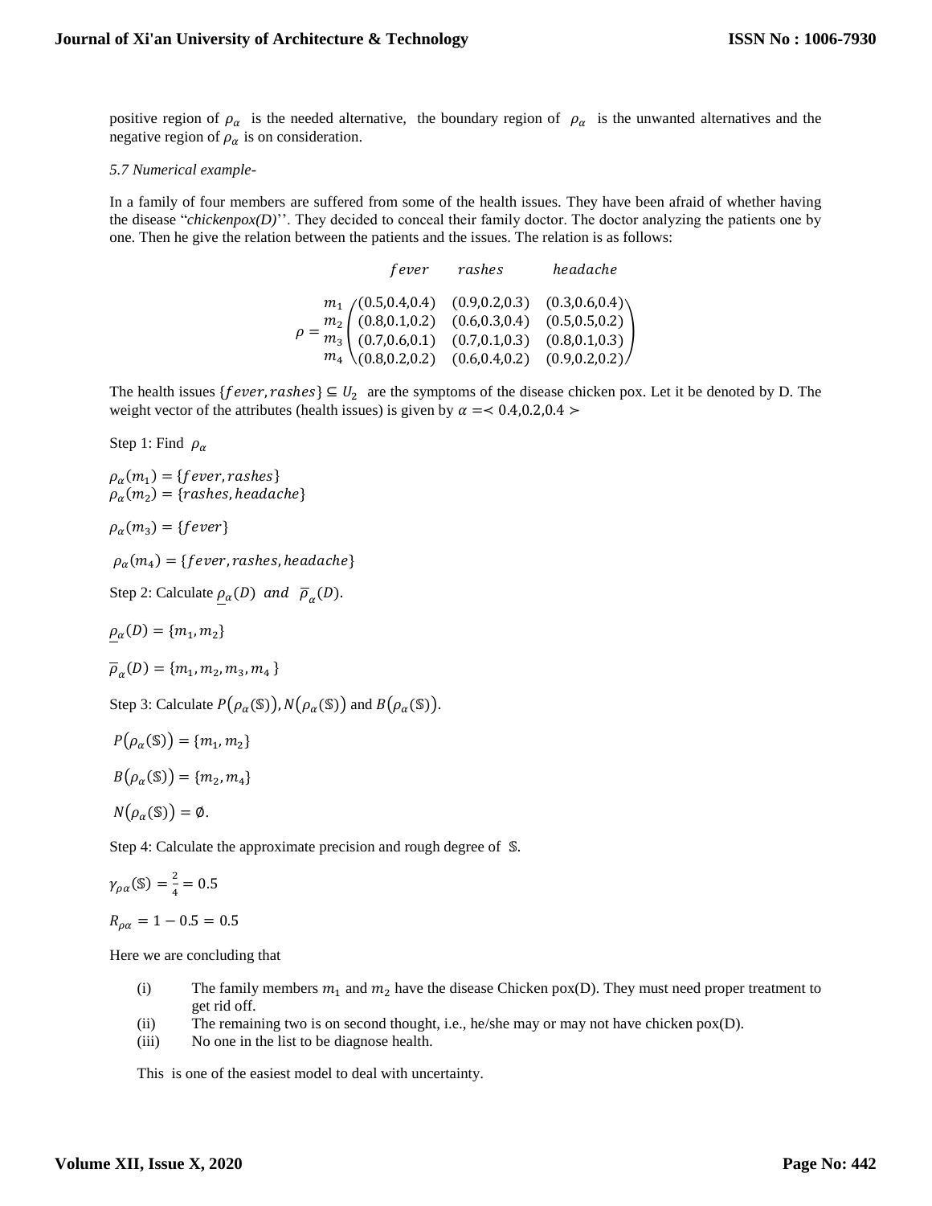positive region of $\rho_\alpha$ is the needed alternative, the boundary region of $\rho_\alpha$ is the unwanted alternatives and the negative region of $\rho_\alpha$ is on consideration.

*5.7 Numerical example-*

In a family of four members are suffered from some of the health issues. They have been afraid of whether having the disease "*chickenpox(D)*''. They decided to conceal their family doctor. The doctor analyzing the patients one by one. Then he give the relation between the patients and the issues. The relation is as follows:

$$\rho = \begin{matrix} & fever & rashes & headache \\ m_1 & (0.5,0.4,0.4) & (0.9,0.2,0.3) & (0.3,0.6,0.4) \\ m_2 & (0.8,0.1,0.2) & (0.6,0.3,0.4) & (0.5,0.5,0.2) \\ m_3 & (0.7,0.6,0.1) & (0.7,0.1,0.3) & (0.8,0.1,0.3) \\ m_4 & (0.8,0.2,0.2) & (0.6,0.4,0.2) & (0.9,0.2,0.2) \end{matrix}$$

The health issues $\{fever, rashes\} \subseteq U_2$ are the symptoms of the disease chicken pox. Let it be denoted by D. The weight vector of the attributes (health issues) is given by $\alpha = \prec 0.4, 0.2, 0.4 \succ$

Step 1: Find $\rho_\alpha$

$\rho_\alpha(m_1) = \{fever, rashes\}$
$\rho_\alpha(m_2) = \{rashes, headache\}$

$\rho_\alpha(m_3) = \{fever\}$

$\rho_\alpha(m_4) = \{fever, rashes, headache\}$

Step 2: Calculate $\underline{\rho}_\alpha(D)$ *and* $\overline{\rho}_\alpha(D)$.

$\underline{\rho}_\alpha(D) = \{m_1, m_2\}$

$\overline{\rho}_\alpha(D) = \{m_1, m_2, m_3, m_4\}$

Step 3: Calculate $P(\rho_\alpha(\mathbb{S})), N(\rho_\alpha(\mathbb{S}))$ and $B(\rho_\alpha(\mathbb{S}))$.

$P(\rho_\alpha(\mathbb{S})) = \{m_1, m_2\}$

$B(\rho_\alpha(\mathbb{S})) = \{m_2, m_4\}$

$N(\rho_\alpha(\mathbb{S})) = \emptyset$.

Step 4: Calculate the approximate precision and rough degree of $\mathbb{S}$.

$\gamma_{\rho\alpha}(\mathbb{S}) = \frac{2}{4} = 0.5$

$R_{\rho\alpha} = 1 - 0.5 = 0.5$

Here we are concluding that

(i) The family members $m_1$ and $m_2$ have the disease Chicken pox(D). They must need proper treatment to get rid off.
(ii) The remaining two is on second thought, i.e., he/she may or may not have chicken pox(D).
(iii) No one in the list to be diagnose health.

This is one of the easiest model to deal with uncertainty.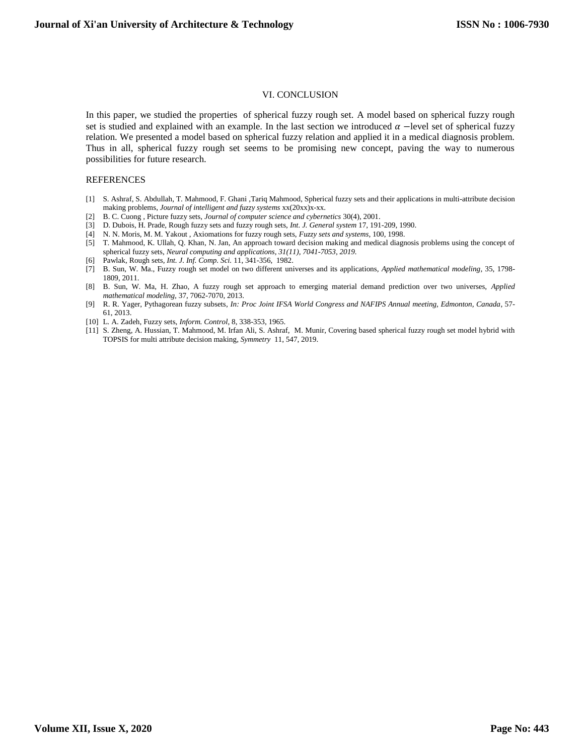## VI. CONCLUSION

In this paper, we studied the properties of spherical fuzzy rough set. A model based on spherical fuzzy rough set is studied and explained with an example. In the last section we introduced $\alpha$ −level set of spherical fuzzy relation. We presented a model based on spherical fuzzy relation and applied it in a medical diagnosis problem. Thus in all, spherical fuzzy rough set seems to be promising new concept, paving the way to numerous possibilities for future research.

## REFERENCES

[1] S. Ashraf, S. Abdullah, T. Mahmood, F. Ghani ,Tariq Mahmood, Spherical fuzzy sets and their applications in multi-attribute decision making problems, *Journal of intelligent and fuzzy systems* xx(20xx)x-xx.

[2] B. C. Cuong , Picture fuzzy sets, *Journal of computer science and cybernetics* 30(4), 2001.

[3] D. Dubois, H. Prade, Rough fuzzy sets and fuzzy rough sets, *Int. J. General system* 17, 191-209, 1990.

[4] N. N. Moris, M. M. Yakout , Axiomations for fuzzy rough sets, *Fuzzy sets and systems*, 100, 1998.

[5] T. Mahmood, K. Ullah, Q. Khan, N. Jan, An approach toward decision making and medical diagnosis problems using the concept of spherical fuzzy sets, *Neural computing and applications, 31(11), 7041-7053, 2019.*

[6] Pawlak, Rough sets, *Int. J. Inf. Comp. Sci.* 11, 341-356, 1982.

[7] B. Sun, W. Ma., Fuzzy rough set model on two different universes and its applications, *Applied mathematical modeling*, 35, 1798-1809, 2011.

[8] B. Sun, W. Ma, H. Zhao, A fuzzy rough set approach to emerging material demand prediction over two universes, *Applied mathematical modeling*, 37, 7062-7070, 2013.

[9] R. R. Yager, Pythagorean fuzzy subsets, *In: Proc Joint IFSA World Congress and NAFIPS Annual meeting, Edmonton, Canada*, 57-61, 2013.

[10] L. A. Zadeh, Fuzzy sets, *Inform. Control*, 8, 338-353, 1965.

[11] S. Zheng, A. Hussian, T. Mahmood, M. Irfan Ali, S. Ashraf, M. Munir, Covering based spherical fuzzy rough set model hybrid with TOPSIS for multi attribute decision making, *Symmetry* 11, 547, 2019.